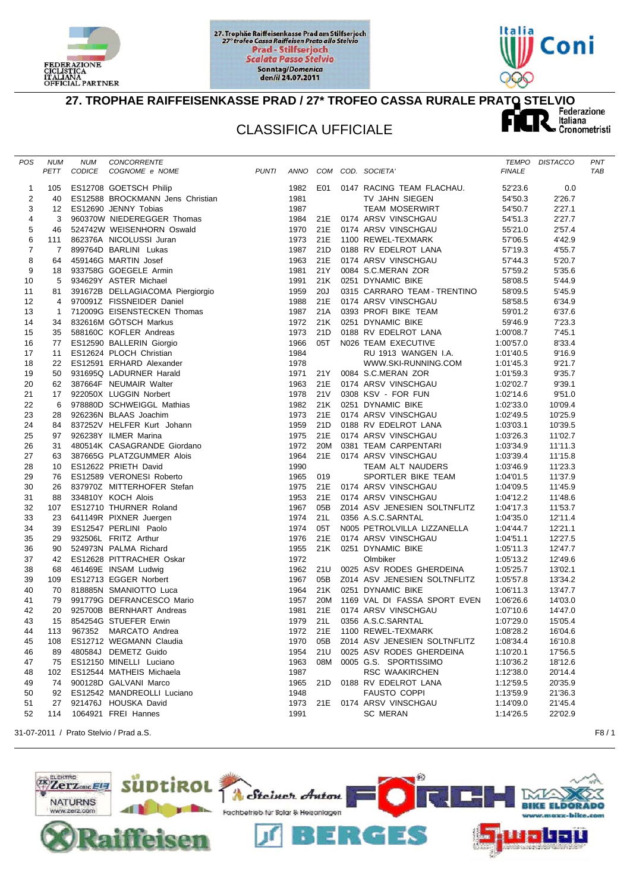27. Trophäe Raiffeisenkasse Prad am Stilfserjoch
27° trofeo Cassa Raiffeisen Prato allo Stelvio
Prad - Stilfserjoch
Scalata Passo Stelvio
Sonntag/Domenica
den/il 24.07.2011

# 27. TROPHAE RAIFFEISENKASSE PRAD / 27* TROFEO CASSA RURALE PRATO STELVIO

## CLASSIFICA UFFICIALE

| POS | NUM PETT | NUM CODICE | CONCORRENTE COGNOME e NOME | PUNTI | ANNO | COM | COD. | SOCIETA' | TEMPO FINALE | DISTACCO | PNT TAB |
|---|---|---|---|---|---|---|---|---|---|---|---|
| 1 | 105 | ES12708 | GOETSCH Philip | | 1982 | E01 | 0147 | RACING TEAM FLACHAU. | 52'23.6 | 0.0 | |
| 2 | 40 | ES12588 | BROCKMANN Jens Christian | | 1981 | | | TV JAHN SIEGEN | 54'50.3 | 2'26.7 | |
| 3 | 12 | ES12690 | JENNY Tobias | | 1987 | | | TEAM MOSERWIRT | 54'50.7 | 2'27.1 | |
| 4 | 3 | 960370W | NIEDEREGGER Thomas | | 1984 | 21E | 0174 | ARSV VINSCHGAU | 54'51.3 | 2'27.7 | |
| 5 | 46 | 524742W | WEISENHORN Oswald | | 1970 | 21E | 0174 | ARSV VINSCHGAU | 55'21.0 | 2'57.4 | |
| 6 | 111 | 862376A | NICOLUSSI Juran | | 1973 | 21E | 1100 | REWEL-TEXMARK | 57'06.5 | 4'42.9 | |
| 7 | 7 | 899764D | BARLINI Lukas | | 1987 | 21D | 0188 | RV EDELROT LANA | 57'19.3 | 4'55.7 | |
| 8 | 64 | 459146G | MARTIN Josef | | 1963 | 21E | 0174 | ARSV VINSCHGAU | 57'44.3 | 5'20.7 | |
| 9 | 18 | 933758G | GOEGELE Armin | | 1981 | 21Y | 0084 | S.C.MERAN ZOR | 57'59.2 | 5'35.6 | |
| 10 | 5 | 934629Y | ASTER Michael | | 1991 | 21K | 0251 | DYNAMIC BIKE | 58'08.5 | 5'44.9 | |
| 11 | 81 | 391672B | DELLAGIACOMA Piergiorgio | | 1959 | 20J | 0315 | CARRARO TEAM - TRENTINO | 58'09.5 | 5'45.9 | |
| 12 | 4 | 970091Z | FISSNEIDER Daniel | | 1988 | 21E | 0174 | ARSV VINSCHGAU | 58'58.5 | 6'34.9 | |
| 13 | 1 | 712009G | EISENSTECKEN Thomas | | 1987 | 21A | 0393 | PROFI BIKE TEAM | 59'01.2 | 6'37.6 | |
| 14 | 34 | 832616M | GÖTSCH Markus | | 1972 | 21K | 0251 | DYNAMIC BIKE | 59'46.9 | 7'23.3 | |
| 15 | 35 | 588160C | KOFLER Andreas | | 1973 | 21D | 0188 | RV EDELROT LANA | 1:00'08.7 | 7'45.1 | |
| 16 | 77 | ES12590 | BALLERIN Giorgio | | 1966 | 05T | N026 | TEAM EXECUTIVE | 1:00'57.0 | 8'33.4 | |
| 17 | 11 | ES12624 | PLOCH Christian | | 1984 | | | RU 1913 WANGEN I.A. | 1:01'40.5 | 9'16.9 | |
| 18 | 22 | ES12591 | ERHARD Alexander | | 1978 | | | WWW.SKI-RUNNING.COM | 1:01'45.3 | 9'21.7 | |
| 19 | 50 | 931695Q | LADURNER Harald | | 1971 | 21Y | 0084 | S.C.MERAN ZOR | 1:01'59.3 | 9'35.7 | |
| 20 | 62 | 387664F | NEUMAIR Walter | | 1963 | 21E | 0174 | ARSV VINSCHGAU | 1:02'02.7 | 9'39.1 | |
| 21 | 17 | 922050X | LUGGIN Norbert | | 1978 | 21V | 0308 | KSV - FOR FUN | 1:02'14.6 | 9'51.0 | |
| 22 | 6 | 978880D | SCHWEIGGL Mathias | | 1982 | 21K | 0251 | DYNAMIC BIKE | 1:02'33.0 | 10'09.4 | |
| 23 | 28 | 926236N | BLAAS Joachim | | 1973 | 21E | 0174 | ARSV VINSCHGAU | 1:02'49.5 | 10'25.9 | |
| 24 | 84 | 837252V | HELFER Kurt Johann | | 1959 | 21D | 0188 | RV EDELROT LANA | 1:03'03.1 | 10'39.5 | |
| 25 | 97 | 926238Y | ILMER Marina | | 1975 | 21E | 0174 | ARSV VINSCHGAU | 1:03'26.3 | 11'02.7 | |
| 26 | 31 | 480514K | CASAGRANDE Giordano | | 1972 | 20M | 0381 | TEAM CARPENTARI | 1:03'34.9 | 11'11.3 | |
| 27 | 63 | 387665G | PLATZGUMMER Alois | | 1964 | 21E | 0174 | ARSV VINSCHGAU | 1:03'39.4 | 11'15.8 | |
| 28 | 10 | ES12622 | PRIETH David | | 1990 | | | TEAM ALT NAUDERS | 1:03'46.9 | 11'23.3 | |
| 29 | 76 | ES12589 | VERONESI Roberto | | 1965 | 019 | | SPORTLER BIKE TEAM | 1:04'01.5 | 11'37.9 | |
| 30 | 26 | 837970Z | MITTERHOFER Stefan | | 1975 | 21E | 0174 | ARSV VINSCHGAU | 1:04'09.5 | 11'45.9 | |
| 31 | 88 | 334810Y | KOCH Alois | | 1953 | 21E | 0174 | ARSV VINSCHGAU | 1:04'12.2 | 11'48.6 | |
| 32 | 107 | ES12710 | THURNER Roland | | 1967 | 05B | Z014 | ASV JENESIEN SOLTNFLITZ | 1:04'17.3 | 11'53.7 | |
| 33 | 23 | 641149R | PIXNER Juergen | | 1974 | 21L | 0356 | A.S.C.SARNTAL | 1:04'35.0 | 12'11.4 | |
| 34 | 39 | ES12547 | PERLINI Paolo | | 1974 | 05T | N005 | PETROLVILLA LIZZANELLA | 1:04'44.7 | 12'21.1 | |
| 35 | 29 | 932506L | FRITZ Arthur | | 1976 | 21E | 0174 | ARSV VINSCHGAU | 1:04'51.1 | 12'27.5 | |
| 36 | 90 | 524973N | PALMA Richard | | 1955 | 21K | 0251 | DYNAMIC BIKE | 1:05'11.3 | 12'47.7 | |
| 37 | 42 | ES12628 | PITTRACHER Oskar | | 1972 | | | Olmbiker | 1:05'13.2 | 12'49.6 | |
| 38 | 68 | 461469E | INSAM Ludwig | | 1962 | 21U | 0025 | ASV RODES GHERDEINA | 1:05'25.7 | 13'02.1 | |
| 39 | 109 | ES12713 | EGGER Norbert | | 1967 | 05B | Z014 | ASV JENESIEN SOLTNFLITZ | 1:05'57.8 | 13'34.2 | |
| 40 | 70 | 818885N | SMANIOTTO Luca | | 1964 | 21K | 0251 | DYNAMIC BIKE | 1:06'11.3 | 13'47.7 | |
| 41 | 79 | 991779G | DEFRANCESCO Mario | | 1957 | 20M | 1169 | VAL DI FASSA SPORT EVEN | 1:06'26.6 | 14'03.0 | |
| 42 | 20 | 925700B | BERNHART Andreas | | 1981 | 21E | 0174 | ARSV VINSCHGAU | 1:07'10.6 | 14'47.0 | |
| 43 | 15 | 854254G | STUEFER Erwin | | 1979 | 21L | 0356 | A.S.C.SARNTAL | 1:07'29.0 | 15'05.4 | |
| 44 | 113 | 967352 | MARCATO Andrea | | 1972 | 21E | 1100 | REWEL-TEXMARK | 1:08'28.2 | 16'04.6 | |
| 45 | 108 | ES12712 | WEGMANN Claudia | | 1970 | 05B | Z014 | ASV JENESIEN SOLTNFLITZ | 1:08'34.4 | 16'10.8 | |
| 46 | 89 | 480584J | DEMETZ Guido | | 1954 | 21U | 0025 | ASV RODES GHERDEINA | 1:10'20.1 | 17'56.5 | |
| 47 | 75 | ES12150 | MINELLI Luciano | | 1963 | 08M | 0005 | G.S. SPORTISSIMO | 1:10'36.2 | 18'12.6 | |
| 48 | 102 | ES12544 | MATHEIS Michaela | | 1987 | | | RSC WAAKIRCHEN | 1:12'38.0 | 20'14.4 | |
| 49 | 74 | 900128D | GALVANI Marco | | 1965 | 21D | 0188 | RV EDELROT LANA | 1:12'59.5 | 20'35.9 | |
| 50 | 92 | ES12542 | MANDREOLLI Luciano | | 1948 | | | FAUSTO COPPI | 1:13'59.9 | 21'36.3 | |
| 51 | 27 | 921476J | HOUSKA David | | 1973 | 21E | 0174 | ARSV VINSCHGAU | 1:14'09.0 | 21'45.4 | |
| 52 | 114 | 1064921 | FREI Hannes | | 1991 | | | SC MERAN | 1:14'26.5 | 22'02.9 | |

31-07-2011 / Prato Stelvio / Prad a.S.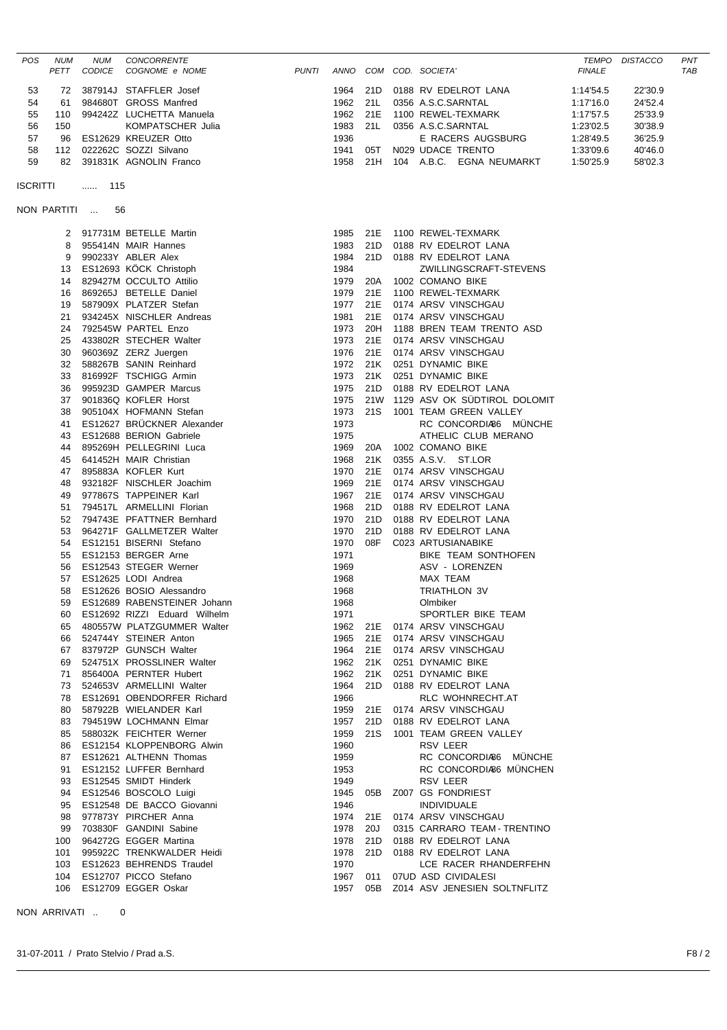| POS | NUM PETT | NUM CODICE | CONCORRENTE COGNOME e NOME | PUNTI | ANNO | COM | COD. | SOCIETA' | TEMPO FINALE | DISTACCO | PNT TAB |
|---|---|---|---|---|---|---|---|---|---|---|---|
| 53 | 72 | 387914J | STAFFLER Josef | | 1964 | 21D | 0188 | RV EDELROT LANA | 1:14'54.5 | 22'30.9 | |
| 54 | 61 | 984680T | GROSS Manfred | | 1962 | 21L | 0356 | A.S.C.SARNTAL | 1:17'16.0 | 24'52.4 | |
| 55 | 110 | 994242Z | LUCHETTA Manuela | | 1962 | 21E | 1100 | REWEL-TEXMARK | 1:17'57.5 | 25'33.9 | |
| 56 | 150 | | KOMPATSCHER Julia | | 1983 | 21L | 0356 | A.S.C.SARNTAL | 1:23'02.5 | 30'38.9 | |
| 57 | 96 | ES12629 | KREUZER Otto | | 1936 | | | E RACERS AUGSBURG | 1:28'49.5 | 36'25.9 | |
| 58 | 112 | 022262C | SOZZI Silvano | | 1941 | 05T | N029 | UDACE TRENTO | 1:33'09.6 | 40'46.0 | |
| 59 | 82 | 391831K | AGNOLIN Franco | | 1958 | 21H | 104 | A.B.C. EGNA NEUMARKT | 1:50'25.9 | 58'02.3 | |

ISCRITTI ...... 115

NON PARTITI ... 56

| NUM PETT | NUM CODICE | COGNOME e NOME | ANNO | COM | COD. | SOCIETA' |
|---|---|---|---|---|---|---|
| 2 | 917731M | BETELLE Martin | 1985 | 21E | 1100 | REWEL-TEXMARK |
| 8 | 955414N | MAIR Hannes | 1983 | 21D | 0188 | RV EDELROT LANA |
| 9 | 990233Y | ABLER Alex | 1984 | 21D | 0188 | RV EDELROT LANA |
| 13 | ES12693 | KÖCK Christoph | 1984 | | | ZWILLINGSCRAFT-STEVENS |
| 14 | 829427M | OCCULTO Attilio | 1979 | 20A | 1002 | COMANO BIKE |
| 16 | 869265J | BETELLE Daniel | 1979 | 21E | 1100 | REWEL-TEXMARK |
| 19 | 587909X | PLATZER Stefan | 1977 | 21E | 0174 | ARSV VINSCHGAU |
| 21 | 934245X | NISCHLER Andreas | 1981 | 21E | 0174 | ARSV VINSCHGAU |
| 24 | 792545W | PARTEL Enzo | 1973 | 20H | 1188 | BREN TEAM TRENTO ASD |
| 25 | 433802R | STECHER Walter | 1973 | 21E | 0174 | ARSV VINSCHGAU |
| 30 | 960369Z | ZERZ Juergen | 1976 | 21E | 0174 | ARSV VINSCHGAU |
| 32 | 588267B | SANIN Reinhard | 1972 | 21K | 0251 | DYNAMIC BIKE |
| 33 | 816992F | TSCHIGG Armin | 1973 | 21K | 0251 | DYNAMIC BIKE |
| 36 | 995923D | GAMPER Marcus | 1975 | 21D | 0188 | RV EDELROT LANA |
| 37 | 901836Q | KOFLER Horst | 1975 | 21W | 1129 | ASV OK SÜDTIROL DOLOMIT |
| 38 | 905104X | HOFMANN Stefan | 1973 | 21S | 1001 | TEAM GREEN VALLEY |
| 41 | ES12627 | BRÜCKNER Alexander | 1973 | | | RC CONCORDIA86 MÜNCHE |
| 43 | ES12688 | BERION Gabriele | 1975 | | | ATHELIC CLUB MERANO |
| 44 | 895269H | PELLEGRINI Luca | 1969 | 20A | 1002 | COMANO BIKE |
| 45 | 641452H | MAIR Christian | 1968 | 21K | 0355 | A.S.V. ST.LOR |
| 47 | 895883A | KOFLER Kurt | 1970 | 21E | 0174 | ARSV VINSCHGAU |
| 48 | 932182F | NISCHLER Joachim | 1969 | 21E | 0174 | ARSV VINSCHGAU |
| 49 | 977867S | TAPPEINER Karl | 1967 | 21E | 0174 | ARSV VINSCHGAU |
| 51 | 794517L | ARMELLINI Florian | 1968 | 21D | 0188 | RV EDELROT LANA |
| 52 | 794743E | PFATTNER Bernhard | 1970 | 21D | 0188 | RV EDELROT LANA |
| 53 | 964271F | GALLMETZER Walter | 1970 | 21D | 0188 | RV EDELROT LANA |
| 54 | ES12151 | BISERNI Stefano | 1970 | 08F | C023 | ARTUSIANABIKE |
| 55 | ES12153 | BERGER Arne | 1971 | | | BIKE TEAM SONTHOFEN |
| 56 | ES12543 | STEGER Werner | 1969 | | | ASV - LORENZEN |
| 57 | ES12625 | LODI Andrea | 1968 | | | MAX TEAM |
| 58 | ES12626 | BOSIO Alessandro | 1968 | | | TRIATHLON 3V |
| 59 | ES12689 | RABENSTEINER Johann | 1968 | | | Olmbiker |
| 60 | ES12692 | RIZZI Eduard Wilhelm | 1971 | | | SPORTLER BIKE TEAM |
| 65 | 480557W | PLATZGUMMER Walter | 1962 | 21E | 0174 | ARSV VINSCHGAU |
| 66 | 524744Y | STEINER Anton | 1965 | 21E | 0174 | ARSV VINSCHGAU |
| 67 | 837972P | GUNSCH Walter | 1964 | 21E | 0174 | ARSV VINSCHGAU |
| 69 | 524751X | PROSSLINER Walter | 1962 | 21K | 0251 | DYNAMIC BIKE |
| 71 | 856400A | PERNTER Hubert | 1962 | 21K | 0251 | DYNAMIC BIKE |
| 73 | 524653V | ARMELLINI Walter | 1964 | 21D | 0188 | RV EDELROT LANA |
| 78 | ES12691 | OBENDORFER Richard | 1966 | | | RLC WOHNRECHT.AT |
| 80 | 587922B | WIELANDER Karl | 1959 | 21E | 0174 | ARSV VINSCHGAU |
| 83 | 794519W | LOCHMANN Elmar | 1957 | 21D | 0188 | RV EDELROT LANA |
| 85 | 588032K | FEICHTER Werner | 1959 | 21S | 1001 | TEAM GREEN VALLEY |
| 86 | ES12154 | KLOPPENBORG Alwin | 1960 | | | RSV LEER |
| 87 | ES12621 | ALTHENN Thomas | 1959 | | | RC CONCORDIA86 MÜNCHE |
| 91 | ES12152 | LUFFER Bernhard | 1953 | | | RC CONCORDIA86 MÜNCHEN |
| 93 | ES12545 | SMIDT Hinderk | 1949 | | | RSV LEER |
| 94 | ES12546 | BOSCOLO Luigi | 1945 | 05B | Z007 | GS FONDRIEST |
| 95 | ES12548 | DE BACCO Giovanni | 1946 | | | INDIVIDUALE |
| 98 | 977873Y | PIRCHER Anna | 1974 | 21E | 0174 | ARSV VINSCHGAU |
| 99 | 703830F | GANDINI Sabine | 1978 | 20J | 0315 | CARRARO TEAM - TRENTINO |
| 100 | 964272G | EGGER Martina | 1978 | 21D | 0188 | RV EDELROT LANA |
| 101 | 995922C | TRENKWALDER Heidi | 1978 | 21D | 0188 | RV EDELROT LANA |
| 103 | ES12623 | BEHRENDS Traudel | 1970 | | | LCE RACER RHANDERFEHN |
| 104 | ES12707 | PICCO Stefano | 1967 | 011 | 07UD | ASD CIVIDALESI |
| 106 | ES12709 | EGGER Oskar | 1957 | 05B | Z014 | ASV JENESIEN SOLTNFLITZ |

NON ARRIVATI .. 0

31-07-2011 / Prato Stelvio / Prad a.S.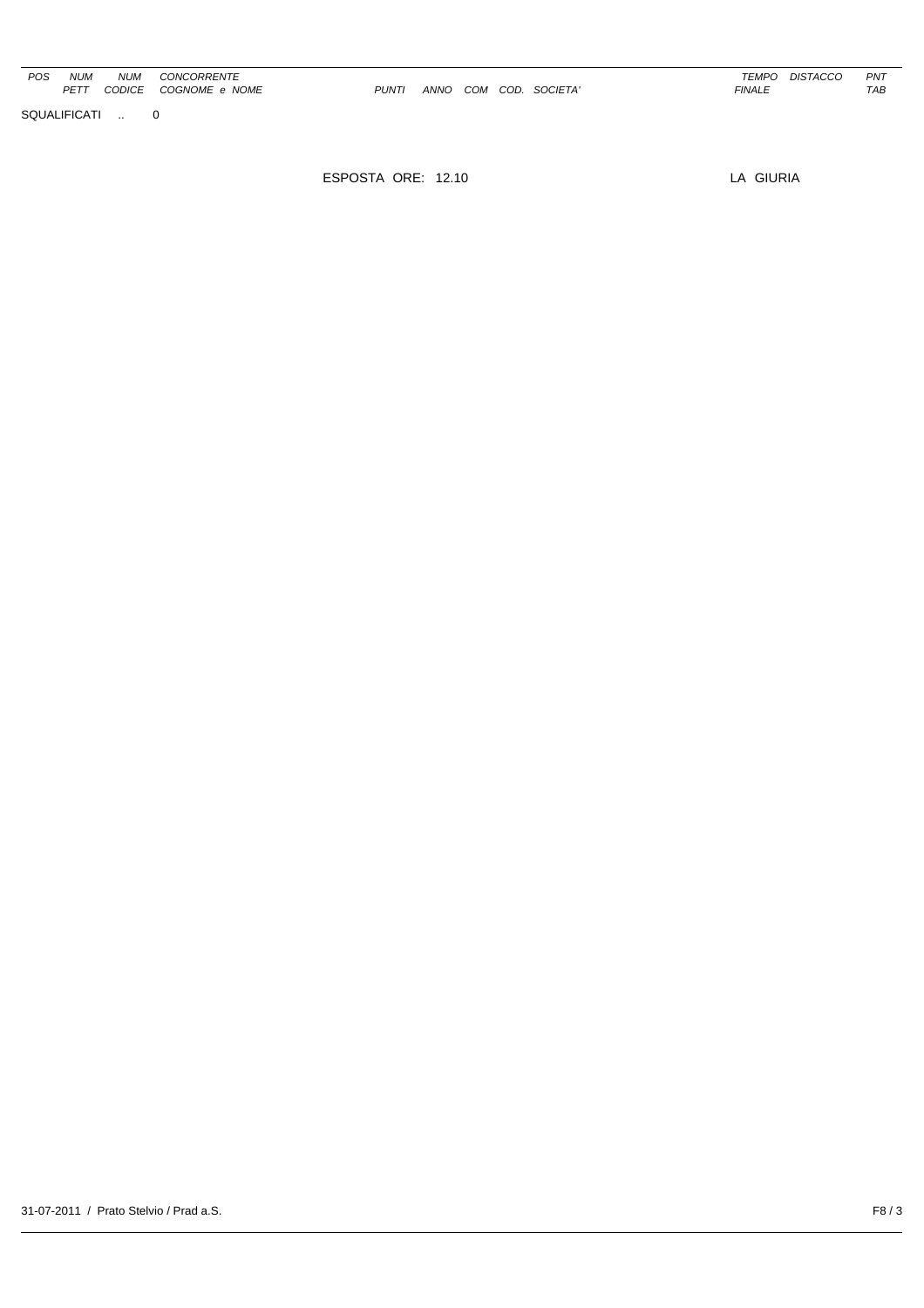| POS | NUM PETT | NUM CODICE | CONCORRENTE COGNOME e NOME | PUNTI | ANNO | COM | COD. SOCIETA' | TEMPO FINALE | DISTACCO | PNT TAB |
|---|---|---|---|---|---|---|---|---|---|---|

SQUALIFICATI .. 0

ESPOSTA ORE: 12.10

LA GIURIA